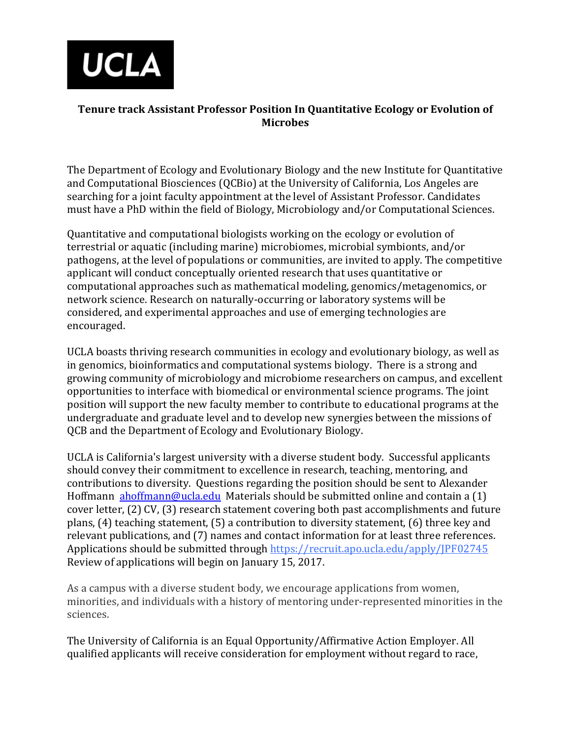UCLA

**Tenure track Assistant Professor Position In Quantitative Ecology or Evolution of Microbes**

The Department of Ecology and Evolutionary Biology and the new Institute for Quantitative and Computational Biosciences (QCBio) at the University of California, Los Angeles are searching for a joint faculty appointment at the level of Assistant Professor. Candidates must have a PhD within the field of Biology, Microbiology and/or Computational Sciences.

Quantitative and computational biologists working on the ecology or evolution of terrestrial or aquatic (including marine) microbiomes, microbial symbionts, and/or pathogens, at the level of populations or communities, are invited to apply. The competitive applicant will conduct conceptually oriented research that uses quantitative or computational approaches such as mathematical modeling, genomics/metagenomics, or network science. Research on naturally-occurring or laboratory systems will be considered, and experimental approaches and use of emerging technologies are encouraged.

UCLA boasts thriving research communities in ecology and evolutionary biology, as well as in genomics, bioinformatics and computational systems biology. There is a strong and growing community of microbiology and microbiome researchers on campus, and excellent opportunities to interface with biomedical or environmental science programs. The joint position will support the new faculty member to contribute to educational programs at the undergraduate and graduate level and to develop new synergies between the missions of QCB and the Department of Ecology and Evolutionary Biology.

UCLA is California's largest university with a diverse student body. Successful applicants should convey their commitment to excellence in research, teaching, mentoring, and contributions to diversity. Questions regarding the position should be sent to Alexander Hoffmann [ahoffmann@ucla.edu](mailto:ahoffmann@ucla.edu) Materials should be submitted online and contain a (1) cover letter, (2) CV, (3) research statement covering both past accomplishments and future plans, (4) teaching statement, (5) a contribution to diversity statement, (6) three key and relevant publications, and (7) names and contact information for at least three references. Applications should be submitted through [https://recruit.apo.ucla.edu/apply/JPF02745](https://recruit.apo.ucla.edu/apply/JPF02745) Review of applications will begin on January 15, 2017.

As a campus with a diverse student body, we encourage applications from women, minorities, and individuals with a history of mentoring under-represented minorities in the sciences.

The University of California is an Equal Opportunity/Affirmative Action Employer. All qualified applicants will receive consideration for employment without regard to race,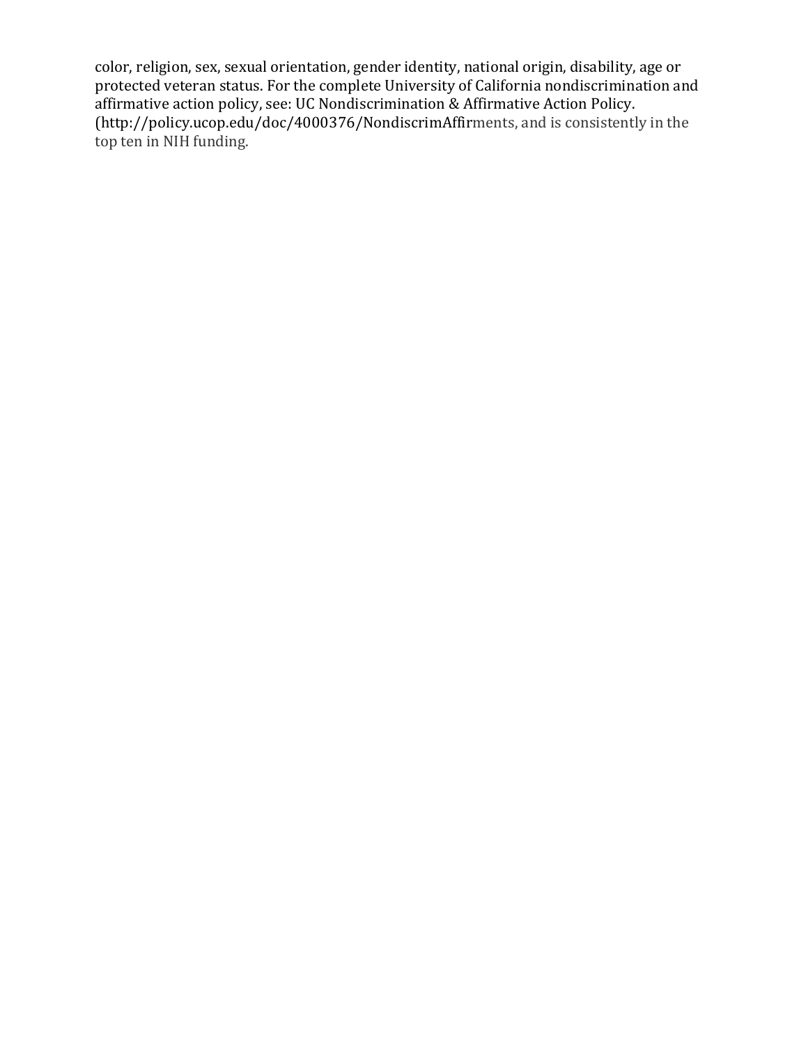color, religion, sex, sexual orientation, gender identity, national origin, disability, age or protected veteran status. For the complete University of California nondiscrimination and affirmative action policy, see: UC Nondiscrimination & Affirmative Action Policy. (http://policy.ucop.edu/doc/4000376/NondiscrimAffirments, and is consistently in the top ten in NIH funding.